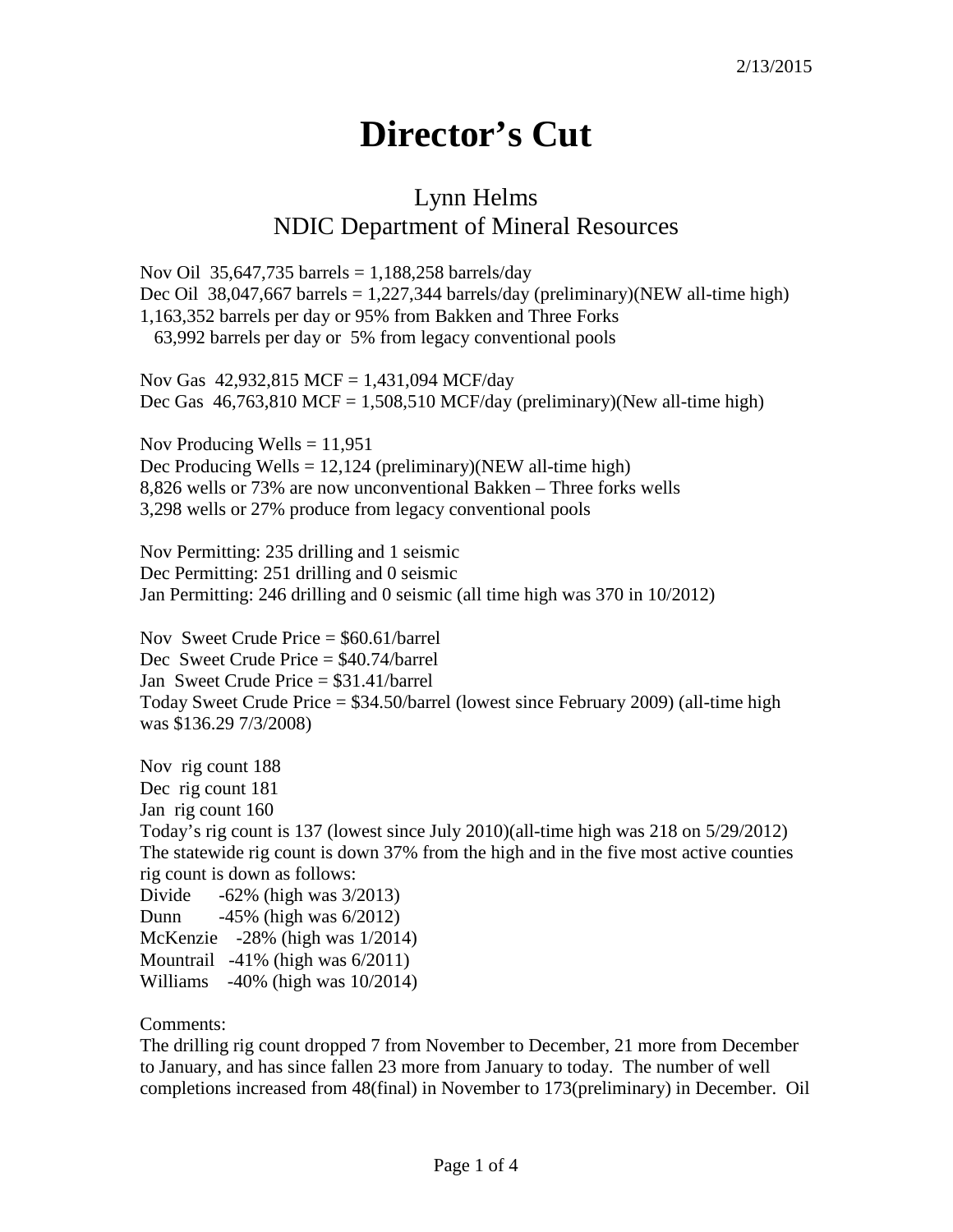2/13/2015

# Director's Cut

## Lynn Helms
## NDIC Department of Mineral Resources

Nov Oil 35,647,735 barrels = 1,188,258 barrels/day
Dec Oil 38,047,667 barrels = 1,227,344 barrels/day (preliminary)(NEW all-time high)
1,163,352 barrels per day or 95% from Bakken and Three Forks
63,992 barrels per day or 5% from legacy conventional pools

Nov Gas 42,932,815 MCF = 1,431,094 MCF/day
Dec Gas 46,763,810 MCF = 1,508,510 MCF/day (preliminary)(New all-time high)

Nov Producing Wells = 11,951
Dec Producing Wells = 12,124 (preliminary)(NEW all-time high)
8,826 wells or 73% are now unconventional Bakken – Three forks wells
3,298 wells or 27% produce from legacy conventional pools

Nov Permitting: 235 drilling and 1 seismic
Dec Permitting: 251 drilling and 0 seismic
Jan Permitting: 246 drilling and 0 seismic (all time high was 370 in 10/2012)

Nov Sweet Crude Price = $60.61/barrel
Dec Sweet Crude Price = $40.74/barrel
Jan Sweet Crude Price = $31.41/barrel
Today Sweet Crude Price = $34.50/barrel (lowest since February 2009) (all-time high was $136.29 7/3/2008)

Nov rig count 188
Dec rig count 181
Jan rig count 160
Today's rig count is 137 (lowest since July 2010)(all-time high was 218 on 5/29/2012)
The statewide rig count is down 37% from the high and in the five most active counties rig count is down as follows:
Divide -62% (high was 3/2013)
Dunn -45% (high was 6/2012)
McKenzie -28% (high was 1/2014)
Mountrail -41% (high was 6/2011)
Williams -40% (high was 10/2014)

Comments:
The drilling rig count dropped 7 from November to December, 21 more from December to January, and has since fallen 23 more from January to today. The number of well completions increased from 48(final) in November to 173(preliminary) in December. Oil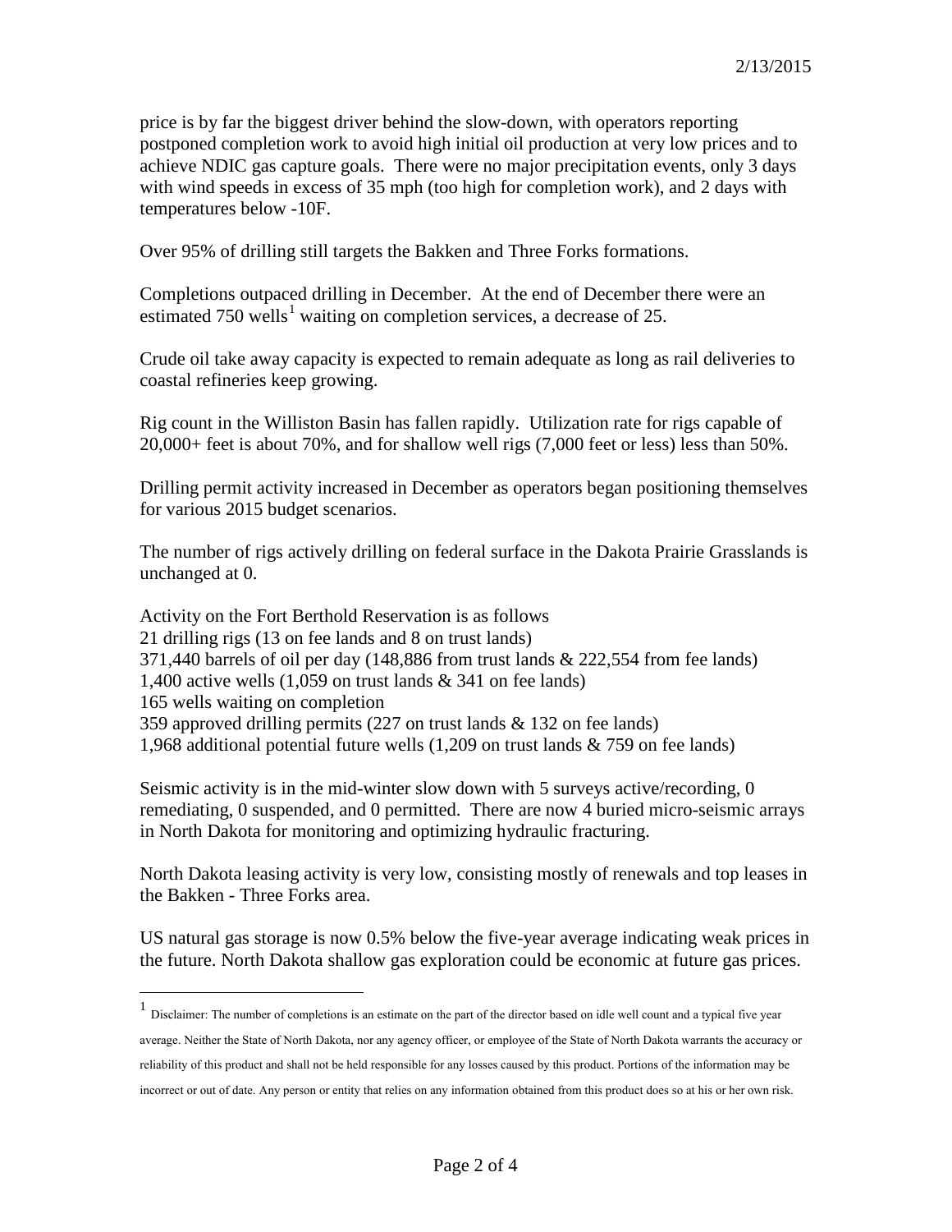price is by far the biggest driver behind the slow-down, with operators reporting postponed completion work to avoid high initial oil production at very low prices and to achieve NDIC gas capture goals. There were no major precipitation events, only 3 days with wind speeds in excess of 35 mph (too high for completion work), and 2 days with temperatures below -10F.

Over 95% of drilling still targets the Bakken and Three Forks formations.

Completions outpaced drilling in December. At the end of December there were an estimated 750 wells[1] waiting on completion services, a decrease of 25.

Crude oil take away capacity is expected to remain adequate as long as rail deliveries to coastal refineries keep growing.

Rig count in the Williston Basin has fallen rapidly. Utilization rate for rigs capable of 20,000+ feet is about 70%, and for shallow well rigs (7,000 feet or less) less than 50%.

Drilling permit activity increased in December as operators began positioning themselves for various 2015 budget scenarios.

The number of rigs actively drilling on federal surface in the Dakota Prairie Grasslands is unchanged at 0.

Activity on the Fort Berthold Reservation is as follows
21 drilling rigs (13 on fee lands and 8 on trust lands)
371,440 barrels of oil per day (148,886 from trust lands & 222,554 from fee lands)
1,400 active wells (1,059 on trust lands & 341 on fee lands)
165 wells waiting on completion
359 approved drilling permits (227 on trust lands & 132 on fee lands)
1,968 additional potential future wells (1,209 on trust lands & 759 on fee lands)

Seismic activity is in the mid-winter slow down with 5 surveys active/recording, 0 remediating, 0 suspended, and 0 permitted. There are now 4 buried micro-seismic arrays in North Dakota for monitoring and optimizing hydraulic fracturing.

North Dakota leasing activity is very low, consisting mostly of renewals and top leases in the Bakken - Three Forks area.

US natural gas storage is now 0.5% below the five-year average indicating weak prices in the future. North Dakota shallow gas exploration could be economic at future gas prices.

---

[1] Disclaimer: The number of completions is an estimate on the part of the director based on idle well count and a typical five year average. Neither the State of North Dakota, nor any agency officer, or employee of the State of North Dakota warrants the accuracy or reliability of this product and shall not be held responsible for any losses caused by this product. Portions of the information may be incorrect or out of date. Any person or entity that relies on any information obtained from this product does so at his or her own risk.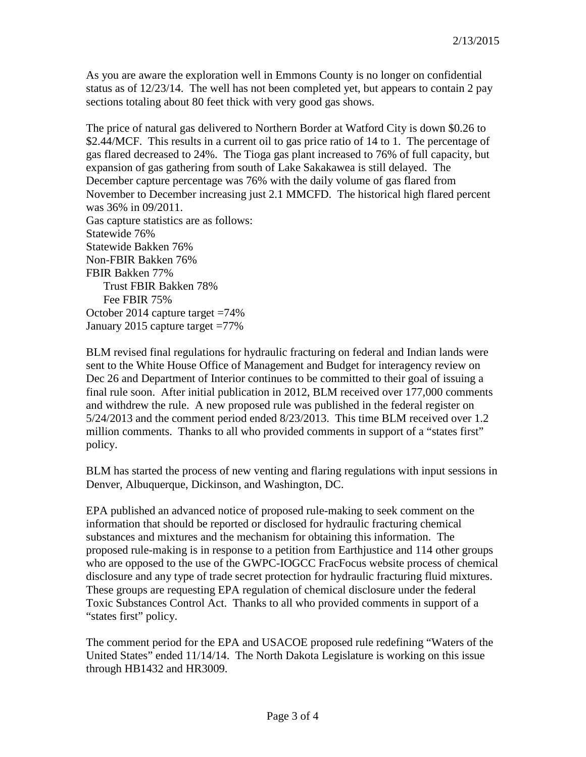2/13/2015

As you are aware the exploration well in Emmons County is no longer on confidential status as of 12/23/14. The well has not been completed yet, but appears to contain 2 pay sections totaling about 80 feet thick with very good gas shows.

The price of natural gas delivered to Northern Border at Watford City is down $0.26 to $2.44/MCF. This results in a current oil to gas price ratio of 14 to 1. The percentage of gas flared decreased to 24%. The Tioga gas plant increased to 76% of full capacity, but expansion of gas gathering from south of Lake Sakakawea is still delayed. The December capture percentage was 76% with the daily volume of gas flared from November to December increasing just 2.1 MMCFD. The historical high flared percent was 36% in 09/2011.

Gas capture statistics are as follows:
Statewide 76%
Statewide Bakken 76%
Non-FBIR Bakken 76%
FBIR Bakken 77%
    Trust FBIR Bakken 78%
    Fee FBIR 75%
October 2014 capture target =74%
January 2015 capture target =77%

BLM revised final regulations for hydraulic fracturing on federal and Indian lands were sent to the White House Office of Management and Budget for interagency review on Dec 26 and Department of Interior continues to be committed to their goal of issuing a final rule soon. After initial publication in 2012, BLM received over 177,000 comments and withdrew the rule. A new proposed rule was published in the federal register on 5/24/2013 and the comment period ended 8/23/2013. This time BLM received over 1.2 million comments. Thanks to all who provided comments in support of a "states first" policy.

BLM has started the process of new venting and flaring regulations with input sessions in Denver, Albuquerque, Dickinson, and Washington, DC.

EPA published an advanced notice of proposed rule-making to seek comment on the information that should be reported or disclosed for hydraulic fracturing chemical substances and mixtures and the mechanism for obtaining this information. The proposed rule-making is in response to a petition from Earthjustice and 114 other groups who are opposed to the use of the GWPC-IOGCC FracFocus website process of chemical disclosure and any type of trade secret protection for hydraulic fracturing fluid mixtures. These groups are requesting EPA regulation of chemical disclosure under the federal Toxic Substances Control Act. Thanks to all who provided comments in support of a "states first" policy.

The comment period for the EPA and USACOE proposed rule redefining "Waters of the United States" ended 11/14/14. The North Dakota Legislature is working on this issue through HB1432 and HR3009.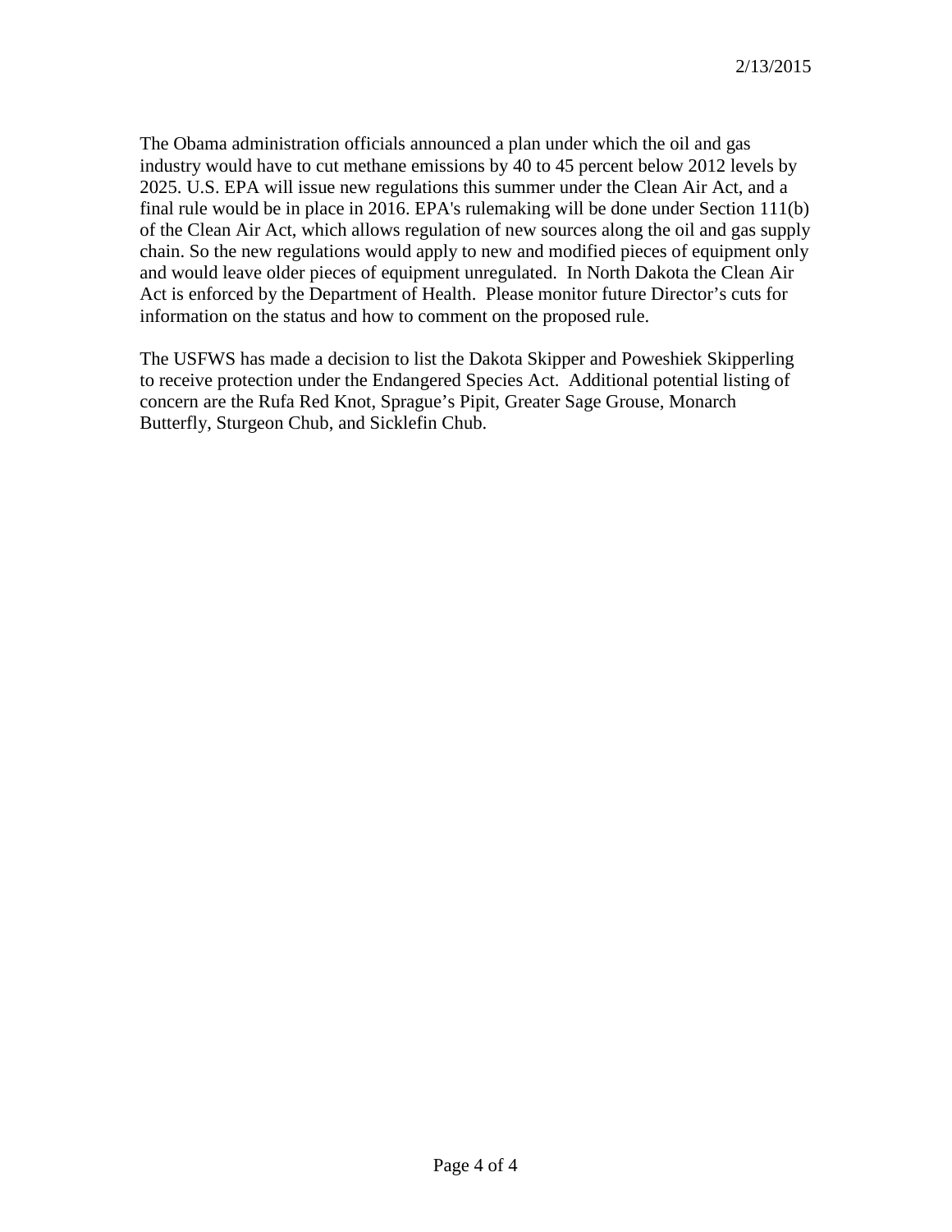The Obama administration officials announced a plan under which the oil and gas industry would have to cut methane emissions by 40 to 45 percent below 2012 levels by 2025. U.S. EPA will issue new regulations this summer under the Clean Air Act, and a final rule would be in place in 2016. EPA's rulemaking will be done under Section 111(b) of the Clean Air Act, which allows regulation of new sources along the oil and gas supply chain. So the new regulations would apply to new and modified pieces of equipment only and would leave older pieces of equipment unregulated. In North Dakota the Clean Air Act is enforced by the Department of Health. Please monitor future Director's cuts for information on the status and how to comment on the proposed rule.

The USFWS has made a decision to list the Dakota Skipper and Poweshiek Skipperling to receive protection under the Endangered Species Act. Additional potential listing of concern are the Rufa Red Knot, Sprague's Pipit, Greater Sage Grouse, Monarch Butterfly, Sturgeon Chub, and Sicklefin Chub.